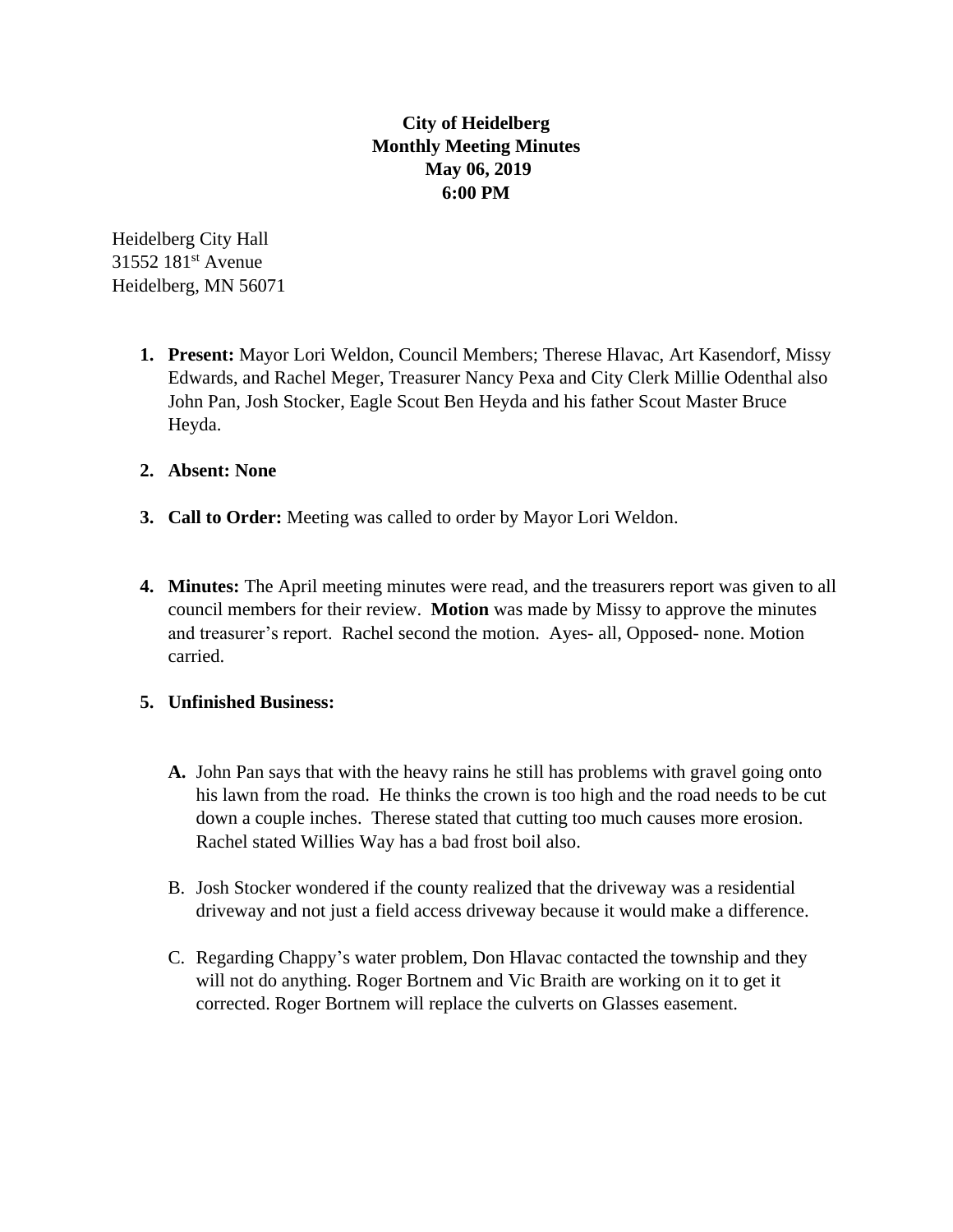**City of Heidelberg**
**Monthly Meeting Minutes**
**May 06, 2019**
**6:00 PM**

Heidelberg City Hall
31552 181st Avenue
Heidelberg, MN 56071

1. **Present:** Mayor Lori Weldon, Council Members; Therese Hlavac, Art Kasendorf, Missy Edwards, and Rachel Meger, Treasurer Nancy Pexa and City Clerk Millie Odenthal also John Pan, Josh Stocker, Eagle Scout Ben Heyda and his father Scout Master Bruce Heyda.

2. **Absent: None**

3. **Call to Order:** Meeting was called to order by Mayor Lori Weldon.

4. **Minutes:** The April meeting minutes were read, and the treasurers report was given to all council members for their review. **Motion** was made by Missy to approve the minutes and treasurer's report. Rachel second the motion. Ayes- all, Opposed- none. Motion carried.

5. **Unfinished Business:**

   **A.** John Pan says that with the heavy rains he still has problems with gravel going onto his lawn from the road. He thinks the crown is too high and the road needs to be cut down a couple inches. Therese stated that cutting too much causes more erosion. Rachel stated Willies Way has a bad frost boil also.

   B. Josh Stocker wondered if the county realized that the driveway was a residential driveway and not just a field access driveway because it would make a difference.

   C. Regarding Chappy's water problem, Don Hlavac contacted the township and they will not do anything. Roger Bortnem and Vic Braith are working on it to get it corrected. Roger Bortnem will replace the culverts on Glasses easement.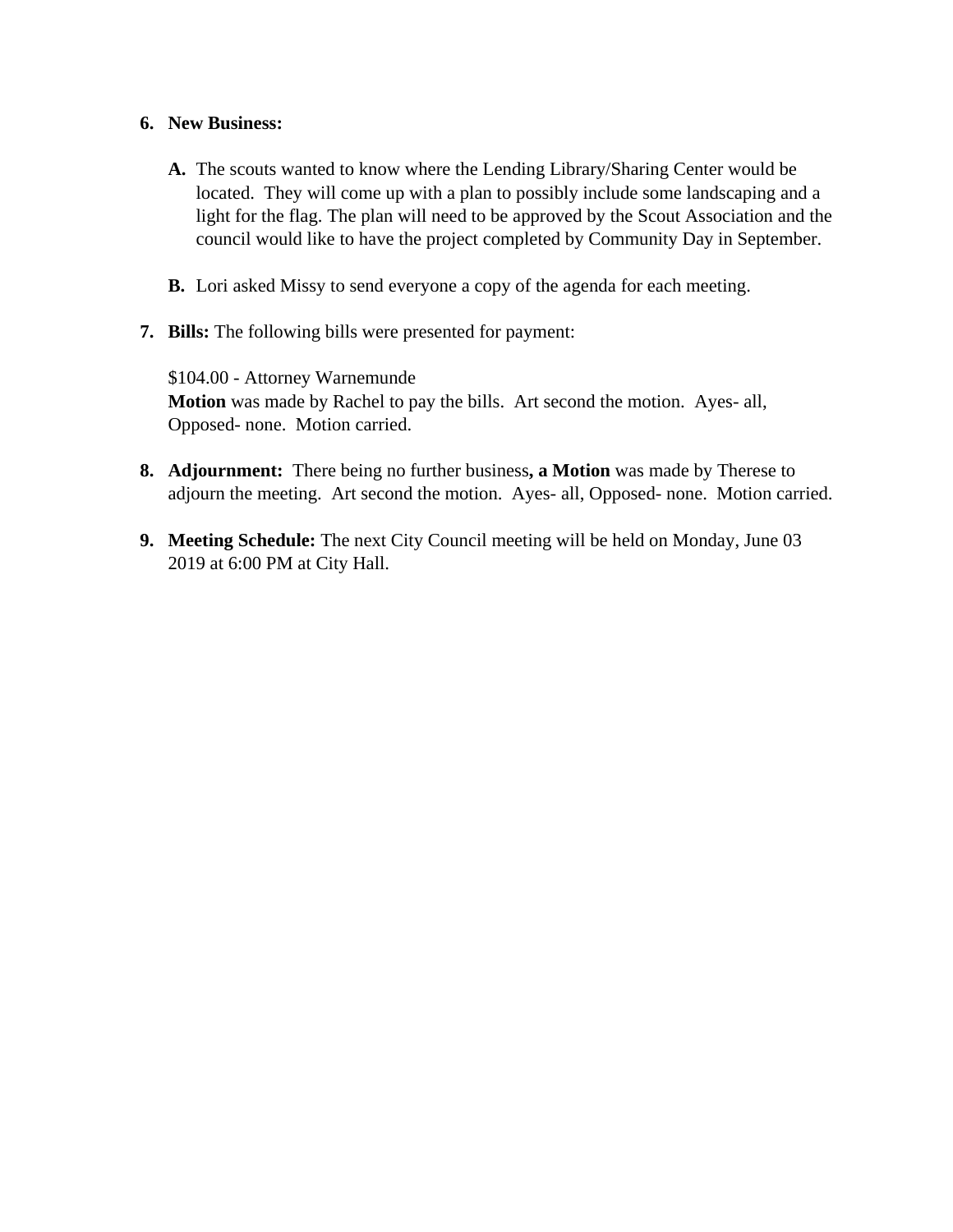6. **New Business:**

   **A.** The scouts wanted to know where the Lending Library/Sharing Center would be located. They will come up with a plan to possibly include some landscaping and a light for the flag. The plan will need to be approved by the Scout Association and the council would like to have the project completed by Community Day in September.

   **B.** Lori asked Missy to send everyone a copy of the agenda for each meeting.

7. **Bills:** The following bills were presented for payment:

   $104.00 - Attorney Warnemunde
   **Motion** was made by Rachel to pay the bills. Art second the motion. Ayes- all, Opposed- none. Motion carried.

8. **Adjournment:** There being no further business**, a Motion** was made by Therese to adjourn the meeting. Art second the motion. Ayes- all, Opposed- none. Motion carried.

9. **Meeting Schedule:** The next City Council meeting will be held on Monday, June 03 2019 at 6:00 PM at City Hall.